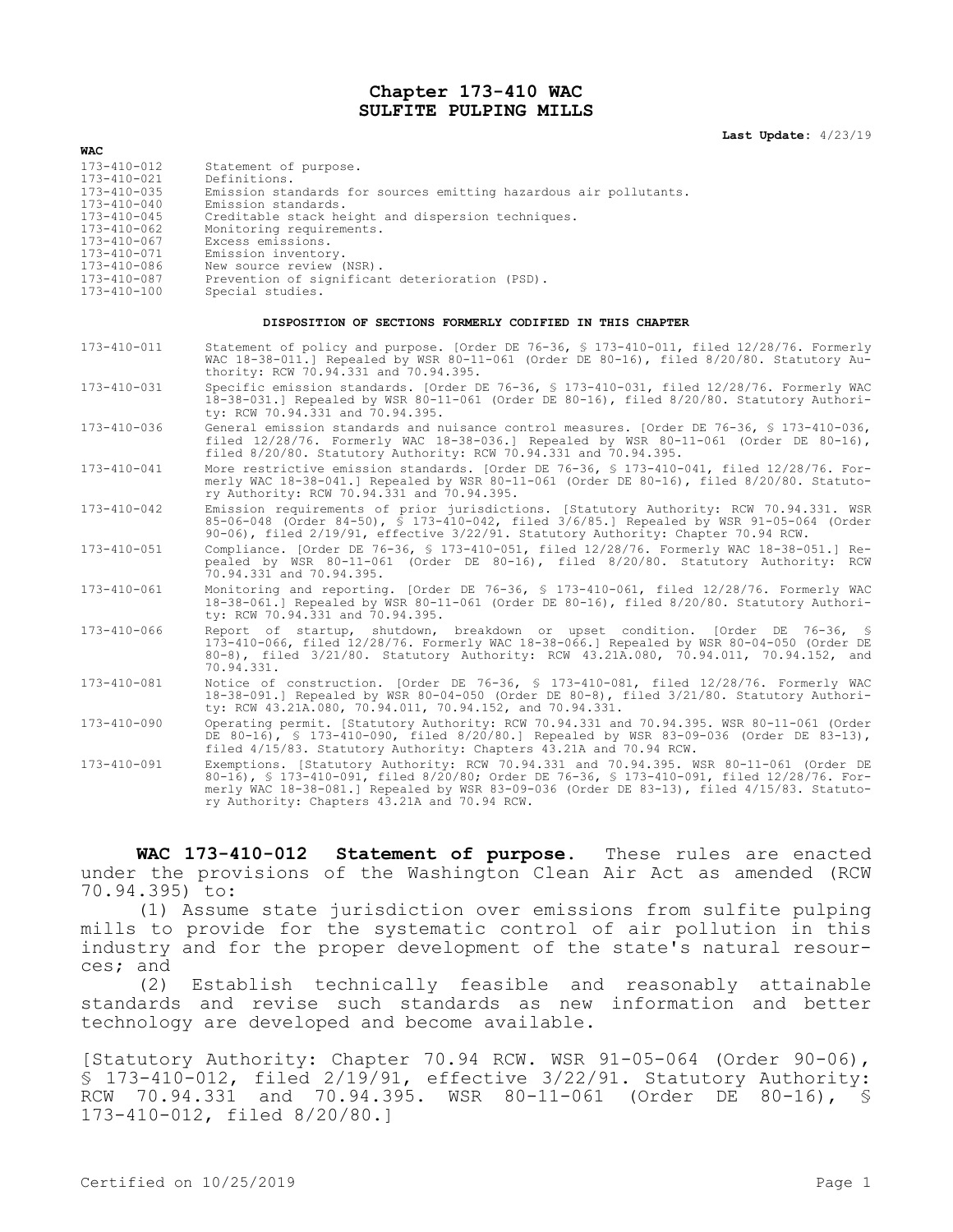# Chapter 173-410 WAC
# SULFITE PULPING MILLS

**Last Update:** 4/23/19

**WAC**

| | |
|---|---|
| 173-410-012 | Statement of purpose. |
| 173-410-021 | Definitions. |
| 173-410-035 | Emission standards for sources emitting hazardous air pollutants. |
| 173-410-040 | Emission standards. |
| 173-410-045 | Creditable stack height and dispersion techniques. |
| 173-410-062 | Monitoring requirements. |
| 173-410-067 | Excess emissions. |
| 173-410-071 | Emission inventory. |
| 173-410-086 | New source review (NSR). |
| 173-410-087 | Prevention of significant deterioration (PSD). |
| 173-410-100 | Special studies. |

**DISPOSITION OF SECTIONS FORMERLY CODIFIED IN THIS CHAPTER**

| | |
|---|---|
| 173-410-011 | Statement of policy and purpose. [Order DE 76-36, § 173-410-011, filed 12/28/76. Formerly WAC 18-38-011.] Repealed by WSR 80-11-061 (Order DE 80-16), filed 8/20/80. Statutory Authority: RCW 70.94.331 and 70.94.395. |
| 173-410-031 | Specific emission standards. [Order DE 76-36, § 173-410-031, filed 12/28/76. Formerly WAC 18-38-031.] Repealed by WSR 80-11-061 (Order DE 80-16), filed 8/20/80. Statutory Authority: RCW 70.94.331 and 70.94.395. |
| 173-410-036 | General emission standards and nuisance control measures. [Order DE 76-36, § 173-410-036, filed 12/28/76. Formerly WAC 18-38-036.] Repealed by WSR 80-11-061 (Order DE 80-16), filed 8/20/80. Statutory Authority: RCW 70.94.331 and 70.94.395. |
| 173-410-041 | More restrictive emission standards. [Order DE 76-36, § 173-410-041, filed 12/28/76. Formerly WAC 18-38-041.] Repealed by WSR 80-11-061 (Order DE 80-16), filed 8/20/80. Statutory Authority: RCW 70.94.331 and 70.94.395. |
| 173-410-042 | Emission requirements of prior jurisdictions. [Statutory Authority: RCW 70.94.331. WSR 85-06-048 (Order 84-50), § 173-410-042, filed 3/6/85.] Repealed by WSR 91-05-064 (Order 90-06), filed 2/19/91, effective 3/22/91. Statutory Authority: Chapter 70.94 RCW. |
| 173-410-051 | Compliance. [Order DE 76-36, § 173-410-051, filed 12/28/76. Formerly WAC 18-38-051.] Repealed by WSR 80-11-061 (Order DE 80-16), filed 8/20/80. Statutory Authority: RCW 70.94.331 and 70.94.395. |
| 173-410-061 | Monitoring and reporting. [Order DE 76-36, § 173-410-061, filed 12/28/76. Formerly WAC 18-38-061.] Repealed by WSR 80-11-061 (Order DE 80-16), filed 8/20/80. Statutory Authority: RCW 70.94.331 and 70.94.395. |
| 173-410-066 | Report of startup, shutdown, breakdown or upset condition. [Order DE 76-36, § 173-410-066, filed 12/28/76. Formerly WAC 18-38-066.] Repealed by WSR 80-04-050 (Order DE 80-8), filed 3/21/80. Statutory Authority: RCW 43.21A.080, 70.94.011, 70.94.152, and 70.94.331. |
| 173-410-081 | Notice of construction. [Order DE 76-36, § 173-410-081, filed 12/28/76. Formerly WAC 18-38-091.] Repealed by WSR 80-04-050 (Order DE 80-8), filed 3/21/80. Statutory Authority: RCW 43.21A.080, 70.94.011, 70.94.152, and 70.94.331. |
| 173-410-090 | Operating permit. [Statutory Authority: RCW 70.94.331 and 70.94.395. WSR 80-11-061 (Order DE 80-16), § 173-410-090, filed 8/20/80.] Repealed by WSR 83-09-036 (Order DE 83-13), filed 4/15/83. Statutory Authority: Chapters 43.21A and 70.94 RCW. |
| 173-410-091 | Exemptions. [Statutory Authority: RCW 70.94.331 and 70.94.395. WSR 80-11-061 (Order DE 80-16), § 173-410-091, filed 8/20/80; Order DE 76-36, § 173-410-091, filed 12/28/76. Formerly WAC 18-38-081.] Repealed by WSR 83-09-036 (Order DE 83-13), filed 4/15/83. Statutory Authority: Chapters 43.21A and 70.94 RCW. |

**WAC 173-410-012 Statement of purpose.** These rules are enacted under the provisions of the Washington Clean Air Act as amended (RCW 70.94.395) to:

(1) Assume state jurisdiction over emissions from sulfite pulping mills to provide for the systematic control of air pollution in this industry and for the proper development of the state's natural resources; and

(2) Establish technically feasible and reasonably attainable standards and revise such standards as new information and better technology are developed and become available.

[Statutory Authority: Chapter 70.94 RCW. WSR 91-05-064 (Order 90-06), § 173-410-012, filed 2/19/91, effective 3/22/91. Statutory Authority: RCW 70.94.331 and 70.94.395. WSR 80-11-061 (Order DE 80-16), § 173-410-012, filed 8/20/80.]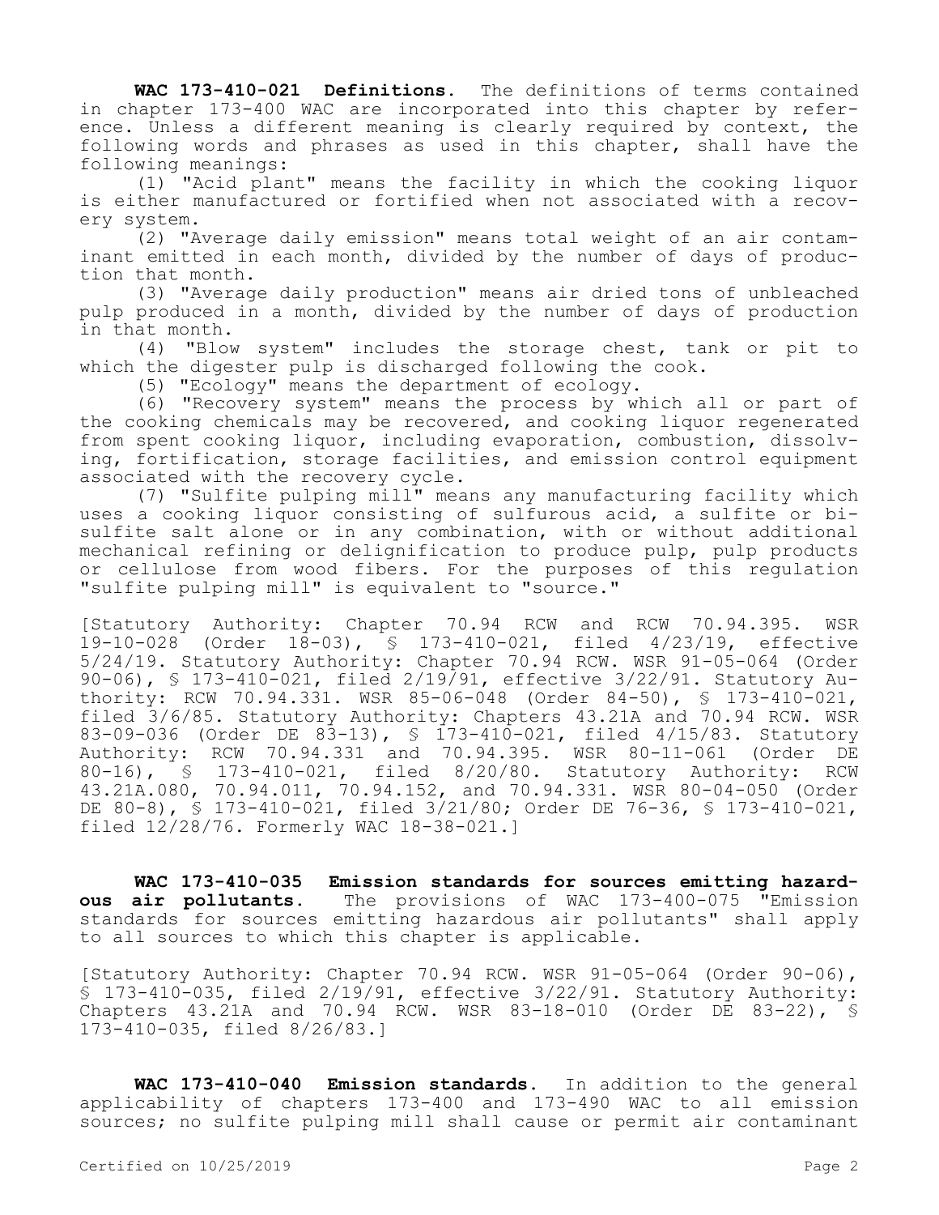**WAC 173-410-021 Definitions.** The definitions of terms contained in chapter 173-400 WAC are incorporated into this chapter by reference. Unless a different meaning is clearly required by context, the following words and phrases as used in this chapter, shall have the following meanings:

(1) "Acid plant" means the facility in which the cooking liquor is either manufactured or fortified when not associated with a recovery system.

(2) "Average daily emission" means total weight of an air contaminant emitted in each month, divided by the number of days of production that month.

(3) "Average daily production" means air dried tons of unbleached pulp produced in a month, divided by the number of days of production in that month.

(4) "Blow system" includes the storage chest, tank or pit to which the digester pulp is discharged following the cook.

(5) "Ecology" means the department of ecology.

(6) "Recovery system" means the process by which all or part of the cooking chemicals may be recovered, and cooking liquor regenerated from spent cooking liquor, including evaporation, combustion, dissolving, fortification, storage facilities, and emission control equipment associated with the recovery cycle.

(7) "Sulfite pulping mill" means any manufacturing facility which uses a cooking liquor consisting of sulfurous acid, a sulfite or bisulfite salt alone or in any combination, with or without additional mechanical refining or delignification to produce pulp, pulp products or cellulose from wood fibers. For the purposes of this regulation "sulfite pulping mill" is equivalent to "source."

[Statutory Authority: Chapter 70.94 RCW and RCW 70.94.395. WSR 19-10-028 (Order 18-03), § 173-410-021, filed 4/23/19, effective 5/24/19. Statutory Authority: Chapter 70.94 RCW. WSR 91-05-064 (Order 90-06), § 173-410-021, filed 2/19/91, effective 3/22/91. Statutory Authority: RCW 70.94.331. WSR 85-06-048 (Order 84-50), § 173-410-021, filed 3/6/85. Statutory Authority: Chapters 43.21A and 70.94 RCW. WSR 83-09-036 (Order DE 83-13), § 173-410-021, filed 4/15/83. Statutory Authority: RCW 70.94.331 and 70.94.395. WSR 80-11-061 (Order DE 80-16), § 173-410-021, filed 8/20/80. Statutory Authority: RCW 43.21A.080, 70.94.011, 70.94.152, and 70.94.331. WSR 80-04-050 (Order DE 80-8), § 173-410-021, filed 3/21/80; Order DE 76-36, § 173-410-021, filed 12/28/76. Formerly WAC 18-38-021.]

**WAC 173-410-035 Emission standards for sources emitting hazardous air pollutants.** The provisions of WAC 173-400-075 "Emission standards for sources emitting hazardous air pollutants" shall apply to all sources to which this chapter is applicable.

[Statutory Authority: Chapter 70.94 RCW. WSR 91-05-064 (Order 90-06), § 173-410-035, filed 2/19/91, effective 3/22/91. Statutory Authority: Chapters 43.21A and 70.94 RCW. WSR 83-18-010 (Order DE 83-22), § 173-410-035, filed 8/26/83.]

**WAC 173-410-040 Emission standards.** In addition to the general applicability of chapters 173-400 and 173-490 WAC to all emission sources; no sulfite pulping mill shall cause or permit air contaminant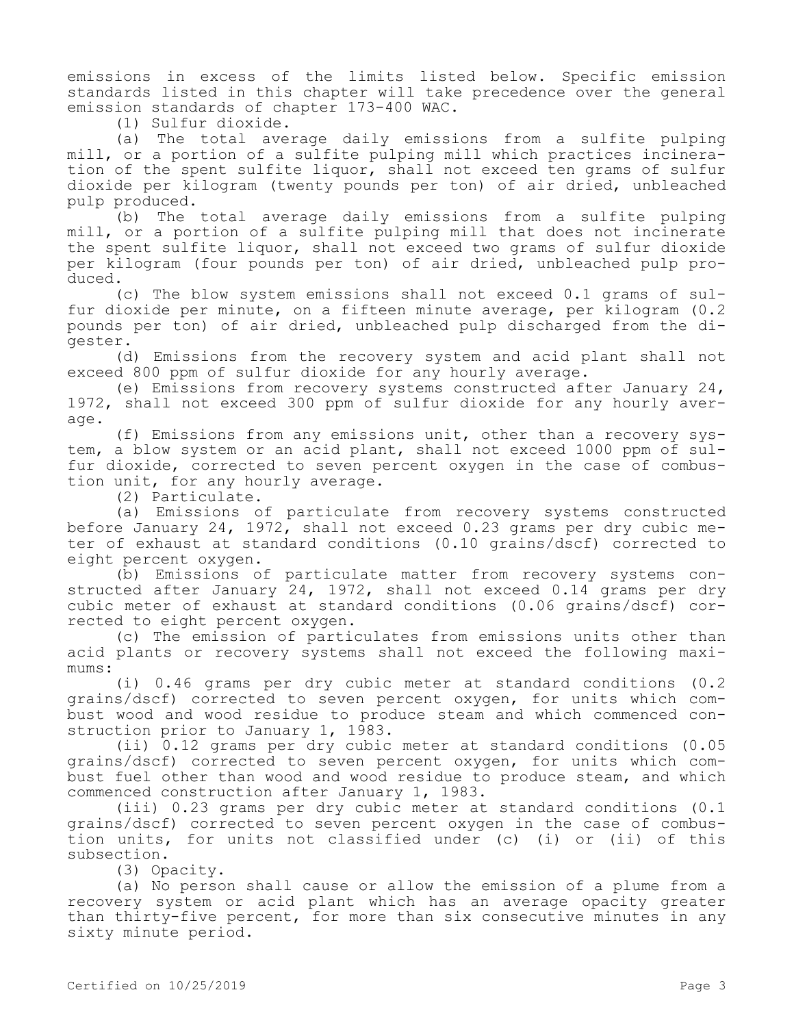emissions in excess of the limits listed below. Specific emission standards listed in this chapter will take precedence over the general emission standards of chapter 173-400 WAC.

(1) Sulfur dioxide.

(a) The total average daily emissions from a sulfite pulping mill, or a portion of a sulfite pulping mill which practices incineration of the spent sulfite liquor, shall not exceed ten grams of sulfur dioxide per kilogram (twenty pounds per ton) of air dried, unbleached pulp produced.

(b) The total average daily emissions from a sulfite pulping mill, or a portion of a sulfite pulping mill that does not incinerate the spent sulfite liquor, shall not exceed two grams of sulfur dioxide per kilogram (four pounds per ton) of air dried, unbleached pulp produced.

(c) The blow system emissions shall not exceed 0.1 grams of sulfur dioxide per minute, on a fifteen minute average, per kilogram (0.2 pounds per ton) of air dried, unbleached pulp discharged from the digester.

(d) Emissions from the recovery system and acid plant shall not exceed 800 ppm of sulfur dioxide for any hourly average.

(e) Emissions from recovery systems constructed after January 24, 1972, shall not exceed 300 ppm of sulfur dioxide for any hourly average.

(f) Emissions from any emissions unit, other than a recovery system, a blow system or an acid plant, shall not exceed 1000 ppm of sulfur dioxide, corrected to seven percent oxygen in the case of combustion unit, for any hourly average.

(2) Particulate.

(a) Emissions of particulate from recovery systems constructed before January 24, 1972, shall not exceed 0.23 grams per dry cubic meter of exhaust at standard conditions (0.10 grains/dscf) corrected to eight percent oxygen.

(b) Emissions of particulate matter from recovery systems constructed after January 24, 1972, shall not exceed 0.14 grams per dry cubic meter of exhaust at standard conditions (0.06 grains/dscf) corrected to eight percent oxygen.

(c) The emission of particulates from emissions units other than acid plants or recovery systems shall not exceed the following maximums:

(i) 0.46 grams per dry cubic meter at standard conditions (0.2 grains/dscf) corrected to seven percent oxygen, for units which combust wood and wood residue to produce steam and which commenced construction prior to January 1, 1983.

(ii) 0.12 grams per dry cubic meter at standard conditions (0.05 grains/dscf) corrected to seven percent oxygen, for units which combust fuel other than wood and wood residue to produce steam, and which commenced construction after January 1, 1983.

(iii) 0.23 grams per dry cubic meter at standard conditions (0.1 grains/dscf) corrected to seven percent oxygen in the case of combustion units, for units not classified under (c) (i) or (ii) of this subsection.

(3) Opacity.

(a) No person shall cause or allow the emission of a plume from a recovery system or acid plant which has an average opacity greater than thirty-five percent, for more than six consecutive minutes in any sixty minute period.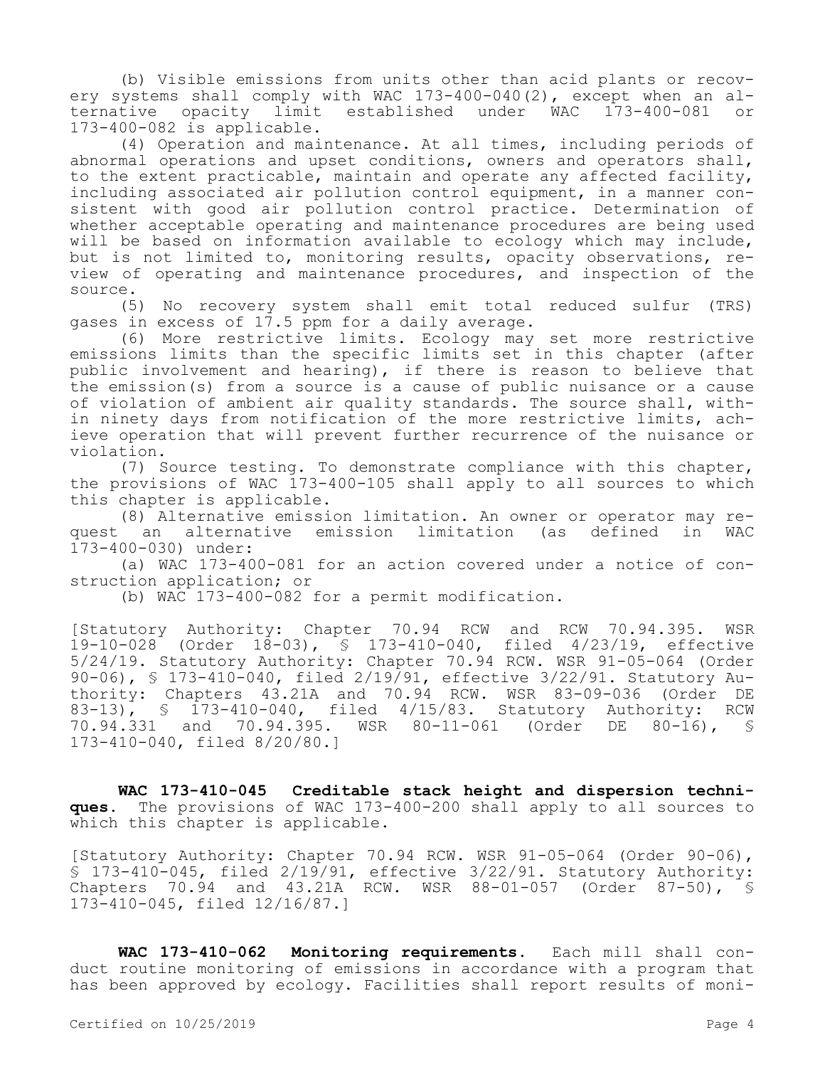(b) Visible emissions from units other than acid plants or recovery systems shall comply with WAC 173-400-040(2), except when an alternative opacity limit established under WAC 173-400-081 or 173-400-082 is applicable.

(4) Operation and maintenance. At all times, including periods of abnormal operations and upset conditions, owners and operators shall, to the extent practicable, maintain and operate any affected facility, including associated air pollution control equipment, in a manner consistent with good air pollution control practice. Determination of whether acceptable operating and maintenance procedures are being used will be based on information available to ecology which may include, but is not limited to, monitoring results, opacity observations, review of operating and maintenance procedures, and inspection of the source.

(5) No recovery system shall emit total reduced sulfur (TRS) gases in excess of 17.5 ppm for a daily average.

(6) More restrictive limits. Ecology may set more restrictive emissions limits than the specific limits set in this chapter (after public involvement and hearing), if there is reason to believe that the emission(s) from a source is a cause of public nuisance or a cause of violation of ambient air quality standards. The source shall, within ninety days from notification of the more restrictive limits, achieve operation that will prevent further recurrence of the nuisance or violation.

(7) Source testing. To demonstrate compliance with this chapter, the provisions of WAC 173-400-105 shall apply to all sources to which this chapter is applicable.

(8) Alternative emission limitation. An owner or operator may request an alternative emission limitation (as defined in WAC 173-400-030) under:

(a) WAC 173-400-081 for an action covered under a notice of construction application; or

(b) WAC 173-400-082 for a permit modification.

[Statutory Authority: Chapter 70.94 RCW and RCW 70.94.395. WSR 19-10-028 (Order 18-03), § 173-410-040, filed 4/23/19, effective 5/24/19. Statutory Authority: Chapter 70.94 RCW. WSR 91-05-064 (Order 90-06), § 173-410-040, filed 2/19/91, effective 3/22/91. Statutory Authority: Chapters 43.21A and 70.94 RCW. WSR 83-09-036 (Order DE 83-13), § 173-410-040, filed 4/15/83. Statutory Authority: RCW 70.94.331 and 70.94.395. WSR 80-11-061 (Order DE 80-16), § 173-410-040, filed 8/20/80.]

**WAC 173-410-045 Creditable stack height and dispersion techniques.** The provisions of WAC 173-400-200 shall apply to all sources to which this chapter is applicable.

[Statutory Authority: Chapter 70.94 RCW. WSR 91-05-064 (Order 90-06), § 173-410-045, filed 2/19/91, effective 3/22/91. Statutory Authority: Chapters 70.94 and 43.21A RCW. WSR 88-01-057 (Order 87-50), § 173-410-045, filed 12/16/87.]

**WAC 173-410-062 Monitoring requirements.** Each mill shall conduct routine monitoring of emissions in accordance with a program that has been approved by ecology. Facilities shall report results of moni-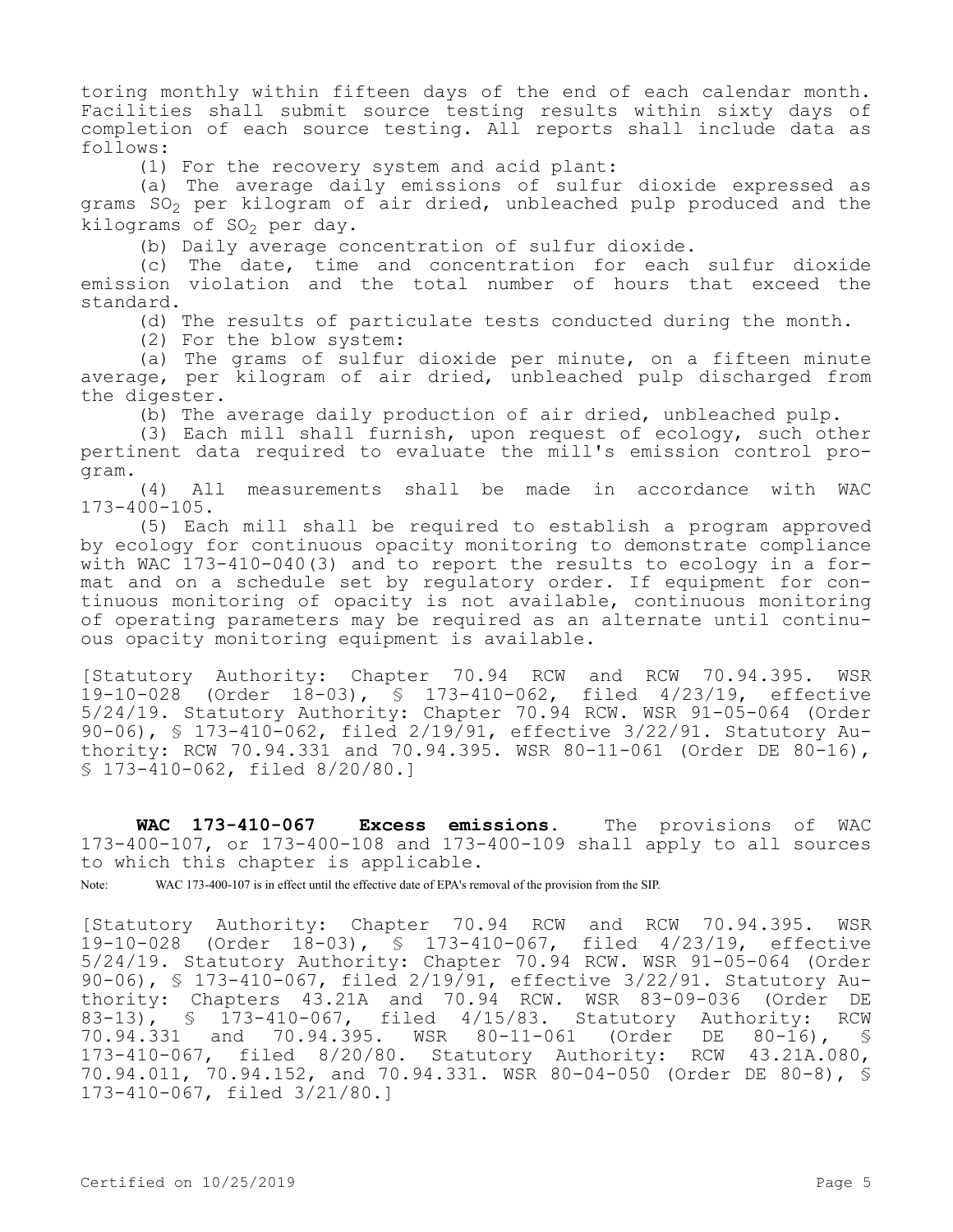toring monthly within fifteen days of the end of each calendar month. Facilities shall submit source testing results within sixty days of completion of each source testing. All reports shall include data as follows:

(1) For the recovery system and acid plant:

(a) The average daily emissions of sulfur dioxide expressed as grams $SO_2$ per kilogram of air dried, unbleached pulp produced and the kilograms of $SO_2$ per day.

(b) Daily average concentration of sulfur dioxide.

(c) The date, time and concentration for each sulfur dioxide emission violation and the total number of hours that exceed the standard.

(d) The results of particulate tests conducted during the month.

(2) For the blow system:

(a) The grams of sulfur dioxide per minute, on a fifteen minute average, per kilogram of air dried, unbleached pulp discharged from the digester.

(b) The average daily production of air dried, unbleached pulp.

(3) Each mill shall furnish, upon request of ecology, such other pertinent data required to evaluate the mill's emission control program.

(4) All measurements shall be made in accordance with WAC 173-400-105.

(5) Each mill shall be required to establish a program approved by ecology for continuous opacity monitoring to demonstrate compliance with WAC 173-410-040(3) and to report the results to ecology in a format and on a schedule set by regulatory order. If equipment for continuous monitoring of opacity is not available, continuous monitoring of operating parameters may be required as an alternate until continuous opacity monitoring equipment is available.

[Statutory Authority: Chapter 70.94 RCW and RCW 70.94.395. WSR 19-10-028 (Order 18-03), § 173-410-062, filed 4/23/19, effective 5/24/19. Statutory Authority: Chapter 70.94 RCW. WSR 91-05-064 (Order 90-06), § 173-410-062, filed 2/19/91, effective 3/22/91. Statutory Authority: RCW 70.94.331 and 70.94.395. WSR 80-11-061 (Order DE 80-16), § 173-410-062, filed 8/20/80.]

**WAC 173-410-067 Excess emissions.** The provisions of WAC 173-400-107, or 173-400-108 and 173-400-109 shall apply to all sources to which this chapter is applicable.

Note: WAC 173-400-107 is in effect until the effective date of EPA's removal of the provision from the SIP.

[Statutory Authority: Chapter 70.94 RCW and RCW 70.94.395. WSR 19-10-028 (Order 18-03), § 173-410-067, filed 4/23/19, effective 5/24/19. Statutory Authority: Chapter 70.94 RCW. WSR 91-05-064 (Order 90-06), § 173-410-067, filed 2/19/91, effective 3/22/91. Statutory Authority: Chapters 43.21A and 70.94 RCW. WSR 83-09-036 (Order DE 83-13), § 173-410-067, filed 4/15/83. Statutory Authority: RCW 70.94.331 and 70.94.395. WSR 80-11-061 (Order DE 80-16), § 173-410-067, filed 8/20/80. Statutory Authority: RCW 43.21A.080, 70.94.011, 70.94.152, and 70.94.331. WSR 80-04-050 (Order DE 80-8), § 173-410-067, filed 3/21/80.]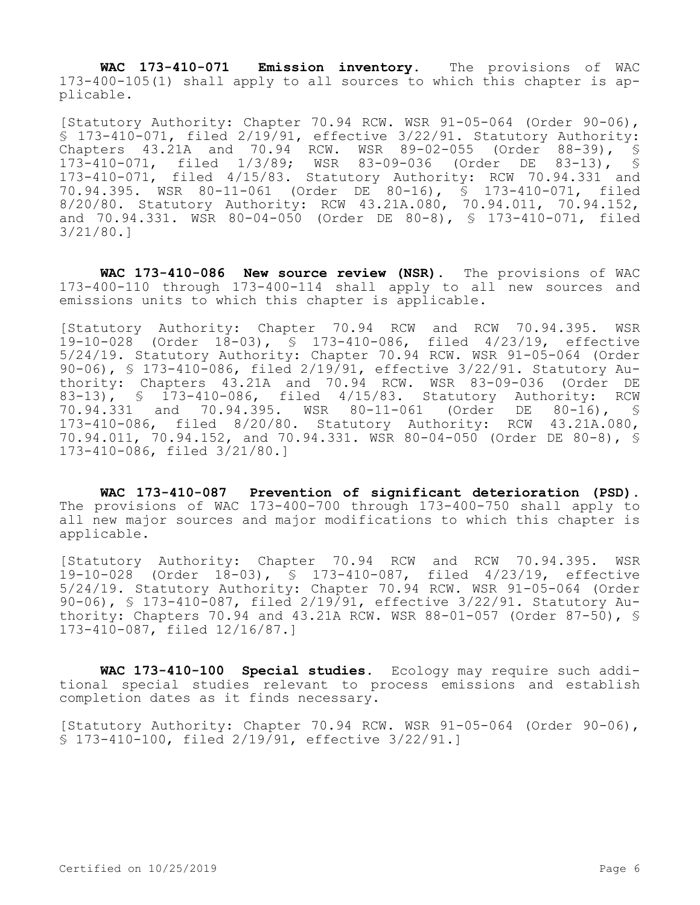**WAC 173-410-071 Emission inventory.** The provisions of WAC 173-400-105(1) shall apply to all sources to which this chapter is applicable.

[Statutory Authority: Chapter 70.94 RCW. WSR 91-05-064 (Order 90-06), § 173-410-071, filed 2/19/91, effective 3/22/91. Statutory Authority: Chapters 43.21A and 70.94 RCW. WSR 89-02-055 (Order 88-39), § 173-410-071, filed 1/3/89; WSR 83-09-036 (Order DE 83-13), § 173-410-071, filed 4/15/83. Statutory Authority: RCW 70.94.331 and 70.94.395. WSR 80-11-061 (Order DE 80-16), § 173-410-071, filed 8/20/80. Statutory Authority: RCW 43.21A.080, 70.94.011, 70.94.152, and 70.94.331. WSR 80-04-050 (Order DE 80-8), § 173-410-071, filed 3/21/80.]

**WAC 173-410-086 New source review (NSR).** The provisions of WAC 173-400-110 through 173-400-114 shall apply to all new sources and emissions units to which this chapter is applicable.

[Statutory Authority: Chapter 70.94 RCW and RCW 70.94.395. WSR 19-10-028 (Order 18-03), § 173-410-086, filed 4/23/19, effective 5/24/19. Statutory Authority: Chapter 70.94 RCW. WSR 91-05-064 (Order 90-06), § 173-410-086, filed 2/19/91, effective 3/22/91. Statutory Authority: Chapters 43.21A and 70.94 RCW. WSR 83-09-036 (Order DE 83-13), § 173-410-086, filed 4/15/83. Statutory Authority: RCW 70.94.331 and 70.94.395. WSR 80-11-061 (Order DE 80-16), § 173-410-086, filed 8/20/80. Statutory Authority: RCW 43.21A.080, 70.94.011, 70.94.152, and 70.94.331. WSR 80-04-050 (Order DE 80-8), § 173-410-086, filed 3/21/80.]

**WAC 173-410-087 Prevention of significant deterioration (PSD).** The provisions of WAC 173-400-700 through 173-400-750 shall apply to all new major sources and major modifications to which this chapter is applicable.

[Statutory Authority: Chapter 70.94 RCW and RCW 70.94.395. WSR 19-10-028 (Order 18-03), § 173-410-087, filed 4/23/19, effective 5/24/19. Statutory Authority: Chapter 70.94 RCW. WSR 91-05-064 (Order 90-06), § 173-410-087, filed 2/19/91, effective 3/22/91. Statutory Authority: Chapters 70.94 and 43.21A RCW. WSR 88-01-057 (Order 87-50), § 173-410-087, filed 12/16/87.]

**WAC 173-410-100 Special studies.** Ecology may require such additional special studies relevant to process emissions and establish completion dates as it finds necessary.

[Statutory Authority: Chapter 70.94 RCW. WSR 91-05-064 (Order 90-06), § 173-410-100, filed 2/19/91, effective 3/22/91.]